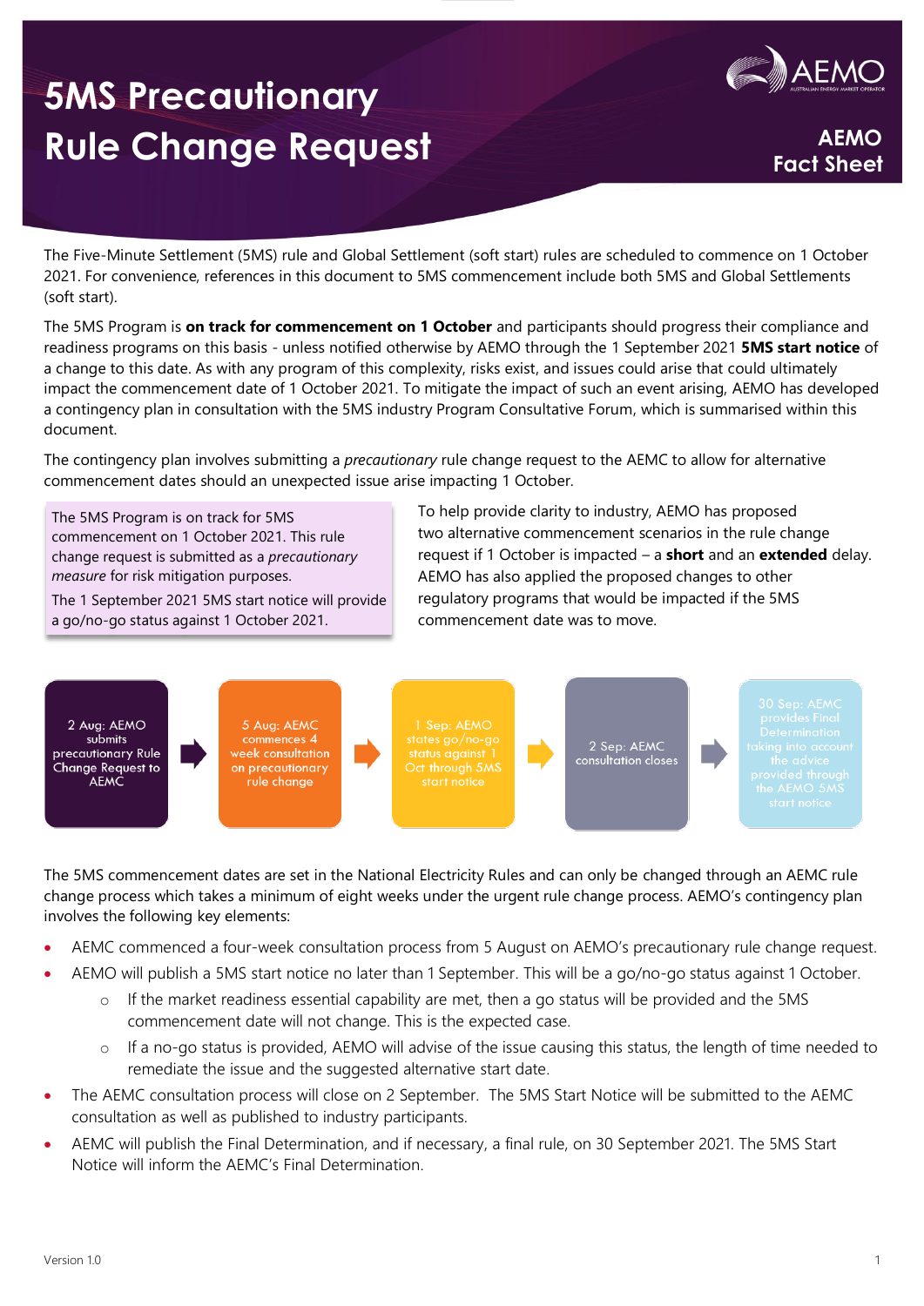# 5MS Precautionary Rule Change Request

**AEMO Fact Sheet**

The Five-Minute Settlement (5MS) rule and Global Settlement (soft start) rules are scheduled to commence on 1 October 2021. For convenience, references in this document to 5MS commencement include both 5MS and Global Settlements (soft start).

The 5MS Program is **on track for commencement on 1 October** and participants should progress their compliance and readiness programs on this basis - unless notified otherwise by AEMO through the 1 September 2021 **5MS start notice** of a change to this date. As with any program of this complexity, risks exist, and issues could arise that could ultimately impact the commencement date of 1 October 2021. To mitigate the impact of such an event arising, AEMO has developed a contingency plan in consultation with the 5MS industry Program Consultative Forum, which is summarised within this document.

The contingency plan involves submitting a *precautionary* rule change request to the AEMC to allow for alternative commencement dates should an unexpected issue arise impacting 1 October.

> The 5MS Program is on track for 5MS commencement on 1 October 2021. This rule change request is submitted as a *precautionary measure* for risk mitigation purposes.
>
> The 1 September 2021 5MS start notice will provide a go/no-go status against 1 October 2021.

To help provide clarity to industry, AEMO has proposed two alternative commencement scenarios in the rule change request if 1 October is impacted – a **short** and an **extended** delay. AEMO has also applied the proposed changes to other regulatory programs that would be impacted if the 5MS commencement date was to move.

2 Aug: AEMO submits precautionary Rule Change Request to AEMC → 5 Aug: AEMC commences 4 week consultation on precautionary rule change → 1 Sep: AEMO states go/no-go status against 1 Oct through 5MS start notice → 2 Sep: AEMC consultation closes → 30 Sep: AEMC provides Final Determination taking into account the advice provided through the AEMO 5MS start notice

The 5MS commencement dates are set in the National Electricity Rules and can only be changed through an AEMC rule change process which takes a minimum of eight weeks under the urgent rule change process. AEMO's contingency plan involves the following key elements:

- AEMC commenced a four-week consultation process from 5 August on AEMO's precautionary rule change request.
- AEMO will publish a 5MS start notice no later than 1 September. This will be a go/no-go status against 1 October.
  - If the market readiness essential capability are met, then a go status will be provided and the 5MS commencement date will not change. This is the expected case.
  - If a no-go status is provided, AEMO will advise of the issue causing this status, the length of time needed to remediate the issue and the suggested alternative start date.
- The AEMC consultation process will close on 2 September. The 5MS Start Notice will be submitted to the AEMC consultation as well as published to industry participants.
- AEMC will publish the Final Determination, and if necessary, a final rule, on 30 September 2021. The 5MS Start Notice will inform the AEMC's Final Determination.

Version 1.0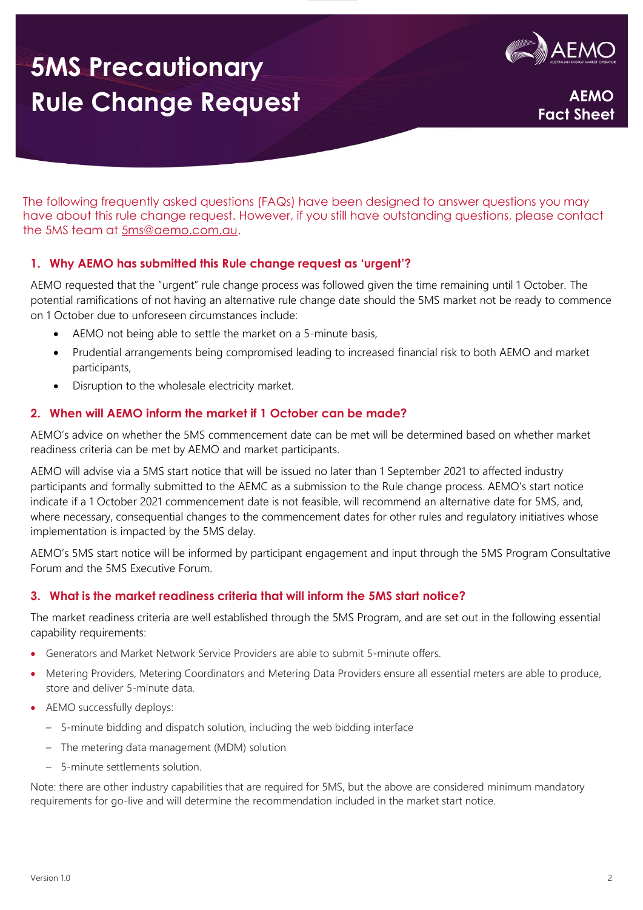# 5MS Precautionary Rule Change Request

AEMO Fact Sheet

The following frequently asked questions (FAQs) have been designed to answer questions you may have about this rule change request. However, if you still have outstanding questions, please contact the 5MS team at 5ms@aemo.com.au.

## 1. Why AEMO has submitted this Rule change request as 'urgent'?

AEMO requested that the "urgent" rule change process was followed given the time remaining until 1 October. The potential ramifications of not having an alternative rule change date should the 5MS market not be ready to commence on 1 October due to unforeseen circumstances include:

- AEMO not being able to settle the market on a 5-minute basis,
- Prudential arrangements being compromised leading to increased financial risk to both AEMO and market participants,
- Disruption to the wholesale electricity market.

## 2. When will AEMO inform the market if 1 October can be made?

AEMO's advice on whether the 5MS commencement date can be met will be determined based on whether market readiness criteria can be met by AEMO and market participants.

AEMO will advise via a 5MS start notice that will be issued no later than 1 September 2021 to affected industry participants and formally submitted to the AEMC as a submission to the Rule change process. AEMO's start notice indicate if a 1 October 2021 commencement date is not feasible, will recommend an alternative date for 5MS, and, where necessary, consequential changes to the commencement dates for other rules and regulatory initiatives whose implementation is impacted by the 5MS delay.

AEMO's 5MS start notice will be informed by participant engagement and input through the 5MS Program Consultative Forum and the 5MS Executive Forum.

## 3. What is the market readiness criteria that will inform the 5MS start notice?

The market readiness criteria are well established through the 5MS Program, and are set out in the following essential capability requirements:

- Generators and Market Network Service Providers are able to submit 5-minute offers.
- Metering Providers, Metering Coordinators and Metering Data Providers ensure all essential meters are able to produce, store and deliver 5-minute data.
- AEMO successfully deploys:
  - 5-minute bidding and dispatch solution, including the web bidding interface
  - The metering data management (MDM) solution
  - 5-minute settlements solution.

Note: there are other industry capabilities that are required for 5MS, but the above are considered minimum mandatory requirements for go-live and will determine the recommendation included in the market start notice.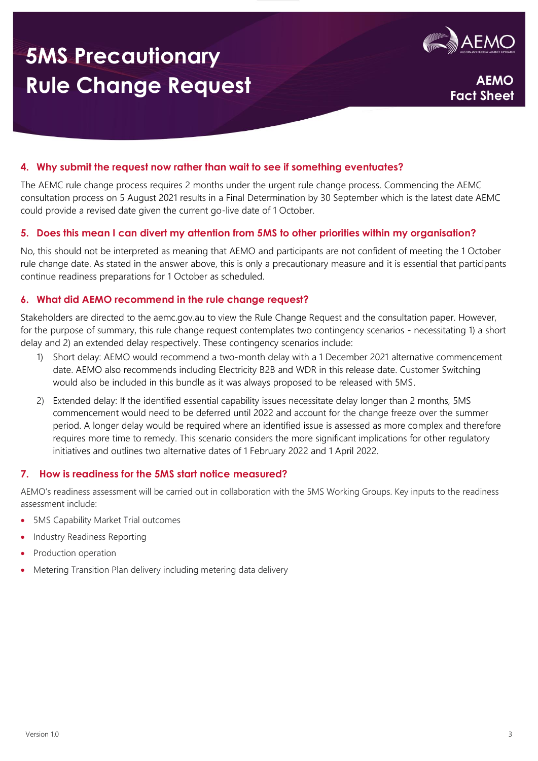### 4. Why submit the request now rather than wait to see if something eventuates?

The AEMC rule change process requires 2 months under the urgent rule change process. Commencing the AEMC consultation process on 5 August 2021 results in a Final Determination by 30 September which is the latest date AEMC could provide a revised date given the current go-live date of 1 October.

### 5. Does this mean I can divert my attention from 5MS to other priorities within my organisation?

No, this should not be interpreted as meaning that AEMO and participants are not confident of meeting the 1 October rule change date. As stated in the answer above, this is only a precautionary measure and it is essential that participants continue readiness preparations for 1 October as scheduled.

### 6. What did AEMO recommend in the rule change request?

Stakeholders are directed to the aemc.gov.au to view the Rule Change Request and the consultation paper. However, for the purpose of summary, this rule change request contemplates two contingency scenarios - necessitating 1) a short delay and 2) an extended delay respectively. These contingency scenarios include:

1) Short delay: AEMO would recommend a two-month delay with a 1 December 2021 alternative commencement date. AEMO also recommends including Electricity B2B and WDR in this release date. Customer Switching would also be included in this bundle as it was always proposed to be released with 5MS.
2) Extended delay: If the identified essential capability issues necessitate delay longer than 2 months, 5MS commencement would need to be deferred until 2022 and account for the change freeze over the summer period. A longer delay would be required where an identified issue is assessed as more complex and therefore requires more time to remedy. This scenario considers the more significant implications for other regulatory initiatives and outlines two alternative dates of 1 February 2022 and 1 April 2022.

### 7. How is readiness for the 5MS start notice measured?

AEMO's readiness assessment will be carried out in collaboration with the 5MS Working Groups. Key inputs to the readiness assessment include:

- 5MS Capability Market Trial outcomes
- Industry Readiness Reporting
- Production operation
- Metering Transition Plan delivery including metering data delivery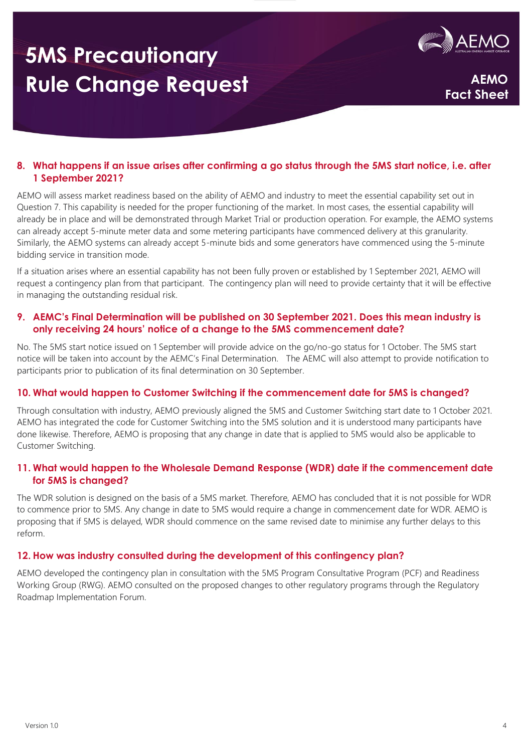# 5MS Precautionary Rule Change Request

AEMO Fact Sheet

### 8. What happens if an issue arises after confirming a go status through the 5MS start notice, i.e. after 1 September 2021?

AEMO will assess market readiness based on the ability of AEMO and industry to meet the essential capability set out in Question 7. This capability is needed for the proper functioning of the market. In most cases, the essential capability will already be in place and will be demonstrated through Market Trial or production operation. For example, the AEMO systems can already accept 5-minute meter data and some metering participants have commenced delivery at this granularity. Similarly, the AEMO systems can already accept 5-minute bids and some generators have commenced using the 5-minute bidding service in transition mode.

If a situation arises where an essential capability has not been fully proven or established by 1 September 2021, AEMO will request a contingency plan from that participant. The contingency plan will need to provide certainty that it will be effective in managing the outstanding residual risk.

### 9. AEMC's Final Determination will be published on 30 September 2021. Does this mean industry is only receiving 24 hours' notice of a change to the 5MS commencement date?

No. The 5MS start notice issued on 1 September will provide advice on the go/no-go status for 1 October. The 5MS start notice will be taken into account by the AEMC's Final Determination. The AEMC will also attempt to provide notification to participants prior to publication of its final determination on 30 September.

### 10. What would happen to Customer Switching if the commencement date for 5MS is changed?

Through consultation with industry, AEMO previously aligned the 5MS and Customer Switching start date to 1 October 2021. AEMO has integrated the code for Customer Switching into the 5MS solution and it is understood many participants have done likewise. Therefore, AEMO is proposing that any change in date that is applied to 5MS would also be applicable to Customer Switching.

### 11. What would happen to the Wholesale Demand Response (WDR) date if the commencement date for 5MS is changed?

The WDR solution is designed on the basis of a 5MS market. Therefore, AEMO has concluded that it is not possible for WDR to commence prior to 5MS. Any change in date to 5MS would require a change in commencement date for WDR. AEMO is proposing that if 5MS is delayed, WDR should commence on the same revised date to minimise any further delays to this reform.

### 12. How was industry consulted during the development of this contingency plan?

AEMO developed the contingency plan in consultation with the 5MS Program Consultative Program (PCF) and Readiness Working Group (RWG). AEMO consulted on the proposed changes to other regulatory programs through the Regulatory Roadmap Implementation Forum.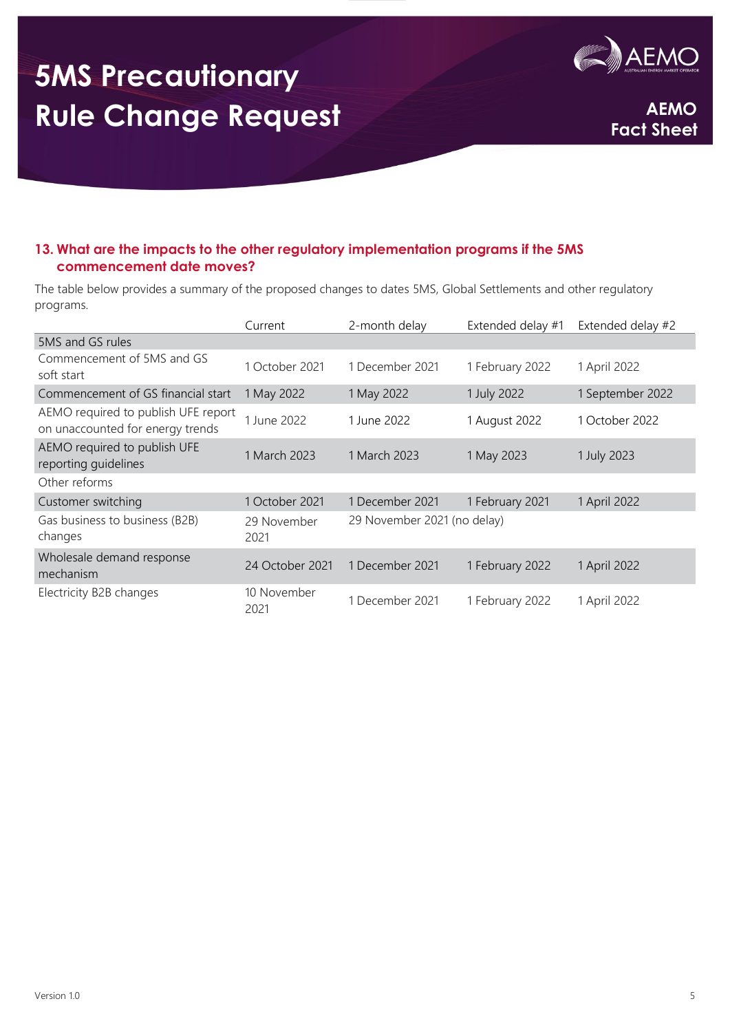# 5MS Precautionary Rule Change Request

**AEMO Fact Sheet**

### 13. What are the impacts to the other regulatory implementation programs if the 5MS commencement date moves?

The table below provides a summary of the proposed changes to dates 5MS, Global Settlements and other regulatory programs.

| | Current | 2-month delay | Extended delay #1 | Extended delay #2 |
|---|---|---|---|---|
| 5MS and GS rules | | | | |
| Commencement of 5MS and GS soft start | 1 October 2021 | 1 December 2021 | 1 February 2022 | 1 April 2022 |
| Commencement of GS financial start | 1 May 2022 | 1 May 2022 | 1 July 2022 | 1 September 2022 |
| AEMO required to publish UFE report on unaccounted for energy trends | 1 June 2022 | 1 June 2022 | 1 August 2022 | 1 October 2022 |
| AEMO required to publish UFE reporting guidelines | 1 March 2023 | 1 March 2023 | 1 May 2023 | 1 July 2023 |
| Other reforms | | | | |
| Customer switching | 1 October 2021 | 1 December 2021 | 1 February 2021 | 1 April 2022 |
| Gas business to business (B2B) changes | 29 November 2021 | 29 November 2021 (no delay) | | |
| Wholesale demand response mechanism | 24 October 2021 | 1 December 2021 | 1 February 2022 | 1 April 2022 |
| Electricity B2B changes | 10 November 2021 | 1 December 2021 | 1 February 2022 | 1 April 2022 |